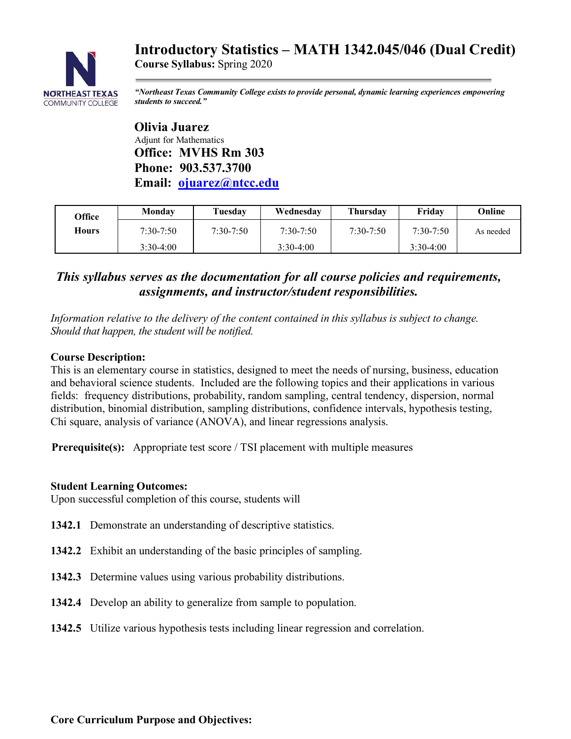# Introductory Statistics – MATH 1342.045/046 (Dual Credit)

**Course Syllabus:** Spring 2020

***"Northeast Texas Community College exists to provide personal, dynamic learning experiences empowering students to succeed."***

**Olivia Juarez**
Adjunt for Mathematics
**Office: MVHS Rm 303**
**Phone: 903.537.3700**
**Email: ojuarez@ntcc.edu**

| Office Hours | Monday | Tuesday | Wednesday | Thursday | Friday | Online |
|---|---|---|---|---|---|---|
| | 7:30-7:50 | 7:30-7:50 | 7:30-7:50 | 7:30-7:50 | 7:30-7:50 | As needed |
| | 3:30-4:00 | | 3:30-4:00 | | 3:30-4:00 | |

***This syllabus serves as the documentation for all course policies and requirements, assignments, and instructor/student responsibilities.***

*Information relative to the delivery of the content contained in this syllabus is subject to change. Should that happen, the student will be notified.*

**Course Description:**
This is an elementary course in statistics, designed to meet the needs of nursing, business, education and behavioral science students. Included are the following topics and their applications in various fields: frequency distributions, probability, random sampling, central tendency, dispersion, normal distribution, binomial distribution, sampling distributions, confidence intervals, hypothesis testing, Chi square, analysis of variance (ANOVA), and linear regressions analysis.

**Prerequisite(s):** Appropriate test score / TSI placement with multiple measures

**Student Learning Outcomes:**
Upon successful completion of this course, students will

**1342.1** Demonstrate an understanding of descriptive statistics.

**1342.2** Exhibit an understanding of the basic principles of sampling.

**1342.3** Determine values using various probability distributions.

**1342.4** Develop an ability to generalize from sample to population.

**1342.5** Utilize various hypothesis tests including linear regression and correlation.

**Core Curriculum Purpose and Objectives:**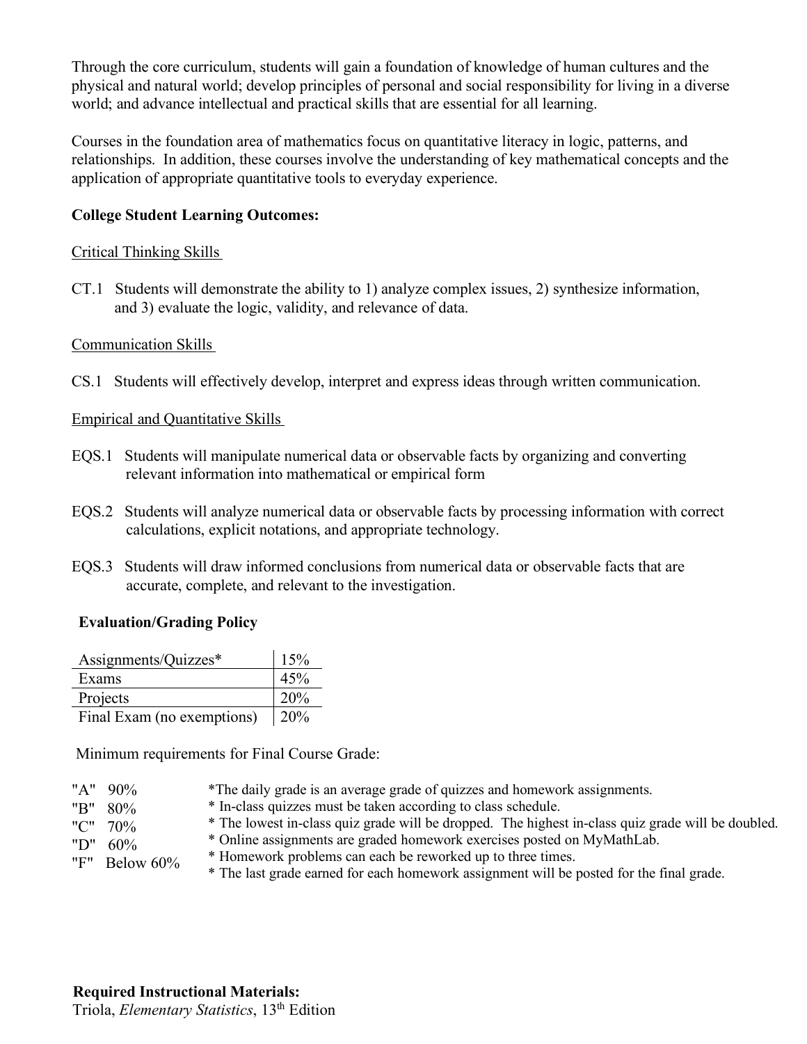Through the core curriculum, students will gain a foundation of knowledge of human cultures and the physical and natural world; develop principles of personal and social responsibility for living in a diverse world; and advance intellectual and practical skills that are essential for all learning.

Courses in the foundation area of mathematics focus on quantitative literacy in logic, patterns, and relationships. In addition, these courses involve the understanding of key mathematical concepts and the application of appropriate quantitative tools to everyday experience.

**College Student Learning Outcomes:**

Critical Thinking Skills

CT.1 Students will demonstrate the ability to 1) analyze complex issues, 2) synthesize information, and 3) evaluate the logic, validity, and relevance of data.

Communication Skills

CS.1 Students will effectively develop, interpret and express ideas through written communication.

Empirical and Quantitative Skills

EQS.1 Students will manipulate numerical data or observable facts by organizing and converting relevant information into mathematical or empirical form

EQS.2 Students will analyze numerical data or observable facts by processing information with correct calculations, explicit notations, and appropriate technology.

EQS.3 Students will draw informed conclusions from numerical data or observable facts that are accurate, complete, and relevant to the investigation.

**Evaluation/Grading Policy**

| Category | Weight |
|---|---|
| Assignments/Quizzes* | 15% |
| Exams | 45% |
| Projects | 20% |
| Final Exam (no exemptions) | 20% |

Minimum requirements for Final Course Grade:

| Grade | Minimum |
|---|---|
| "A" | 90% |
| "B" | 80% |
| "C" | 70% |
| "D" | 60% |
| "F" | Below 60% |

*The daily grade is an average grade of quizzes and homework assignments.
* In-class quizzes must be taken according to class schedule.
* The lowest in-class quiz grade will be dropped. The highest in-class quiz grade will be doubled.
* Online assignments are graded homework exercises posted on MyMathLab.
* Homework problems can each be reworked up to three times.
* The last grade earned for each homework assignment will be posted for the final grade.

**Required Instructional Materials:**
Triola, *Elementary Statistics*, 13th Edition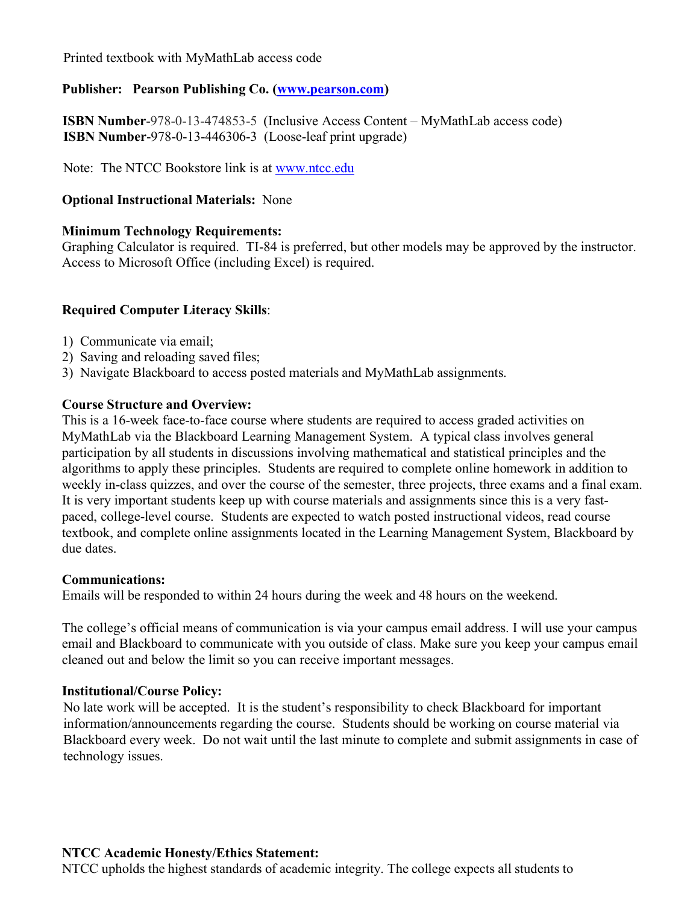Printed textbook with MyMathLab access code

**Publisher: Pearson Publishing Co. ([www.pearson.com](http://www.pearson.com))**

**ISBN Number**-978-0-13-474853-5 (Inclusive Access Content – MyMathLab access code)
**ISBN Number**-978-0-13-446306-3 (Loose-leaf print upgrade)

Note: The NTCC Bookstore link is at [www.ntcc.edu](http://www.ntcc.edu)

**Optional Instructional Materials:** None

**Minimum Technology Requirements:**
Graphing Calculator is required. TI-84 is preferred, but other models may be approved by the instructor. Access to Microsoft Office (including Excel) is required.

**Required Computer Literacy Skills**:

1) Communicate via email;
2) Saving and reloading saved files;
3) Navigate Blackboard to access posted materials and MyMathLab assignments.

**Course Structure and Overview:**
This is a 16-week face-to-face course where students are required to access graded activities on MyMathLab via the Blackboard Learning Management System. A typical class involves general participation by all students in discussions involving mathematical and statistical principles and the algorithms to apply these principles. Students are required to complete online homework in addition to weekly in-class quizzes, and over the course of the semester, three projects, three exams and a final exam. It is very important students keep up with course materials and assignments since this is a very fast-paced, college-level course. Students are expected to watch posted instructional videos, read course textbook, and complete online assignments located in the Learning Management System, Blackboard by due dates.

**Communications:**
Emails will be responded to within 24 hours during the week and 48 hours on the weekend.

The college's official means of communication is via your campus email address. I will use your campus email and Blackboard to communicate with you outside of class. Make sure you keep your campus email cleaned out and below the limit so you can receive important messages.

**Institutional/Course Policy:**
No late work will be accepted. It is the student's responsibility to check Blackboard for important information/announcements regarding the course. Students should be working on course material via Blackboard every week. Do not wait until the last minute to complete and submit assignments in case of technology issues.

**NTCC Academic Honesty/Ethics Statement:**
NTCC upholds the highest standards of academic integrity. The college expects all students to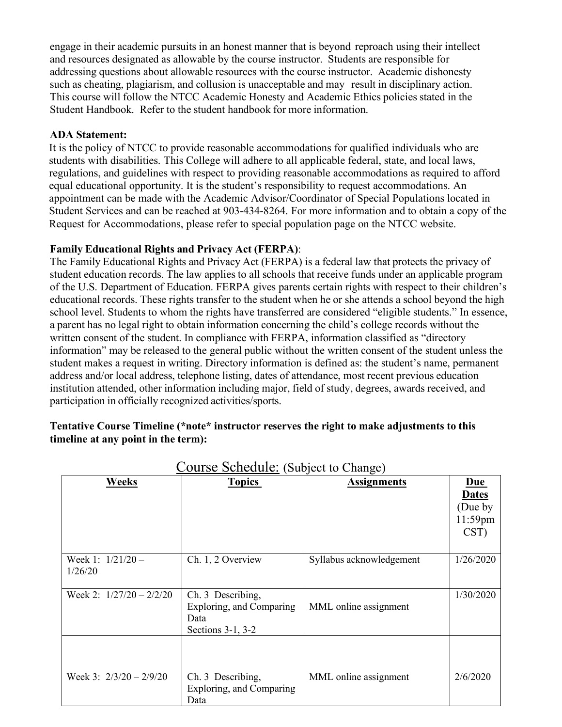engage in their academic pursuits in an honest manner that is beyond reproach using their intellect and resources designated as allowable by the course instructor. Students are responsible for addressing questions about allowable resources with the course instructor. Academic dishonesty such as cheating, plagiarism, and collusion is unacceptable and may result in disciplinary action. This course will follow the NTCC Academic Honesty and Academic Ethics policies stated in the Student Handbook. Refer to the student handbook for more information.

**ADA Statement:**

It is the policy of NTCC to provide reasonable accommodations for qualified individuals who are students with disabilities. This College will adhere to all applicable federal, state, and local laws, regulations, and guidelines with respect to providing reasonable accommodations as required to afford equal educational opportunity. It is the student's responsibility to request accommodations. An appointment can be made with the Academic Advisor/Coordinator of Special Populations located in Student Services and can be reached at 903-434-8264. For more information and to obtain a copy of the Request for Accommodations, please refer to special population page on the NTCC website.

**Family Educational Rights and Privacy Act (FERPA)**:

The Family Educational Rights and Privacy Act (FERPA) is a federal law that protects the privacy of student education records. The law applies to all schools that receive funds under an applicable program of the U.S. Department of Education. FERPA gives parents certain rights with respect to their children's educational records. These rights transfer to the student when he or she attends a school beyond the high school level. Students to whom the rights have transferred are considered "eligible students." In essence, a parent has no legal right to obtain information concerning the child's college records without the written consent of the student. In compliance with FERPA, information classified as "directory information" may be released to the general public without the written consent of the student unless the student makes a request in writing. Directory information is defined as: the student's name, permanent address and/or local address, telephone listing, dates of attendance, most recent previous education institution attended, other information including major, field of study, degrees, awards received, and participation in officially recognized activities/sports.

**Tentative Course Timeline (\*note\* instructor reserves the right to make adjustments to this timeline at any point in the term):**

Course Schedule: (Subject to Change)

| Weeks | Topics | Assignments | Due Dates (Due by 11:59pm CST) |
| --- | --- | --- | --- |
| Week 1: 1/21/20 – 1/26/20 | Ch. 1, 2 Overview | Syllabus acknowledgement | 1/26/2020 |
| Week 2: 1/27/20 – 2/2/20 | Ch. 3 Describing, Exploring, and Comparing Data Sections 3-1, 3-2 | MML online assignment | 1/30/2020 |
| Week 3: 2/3/20 – 2/9/20 | Ch. 3 Describing, Exploring, and Comparing Data | MML online assignment | 2/6/2020 |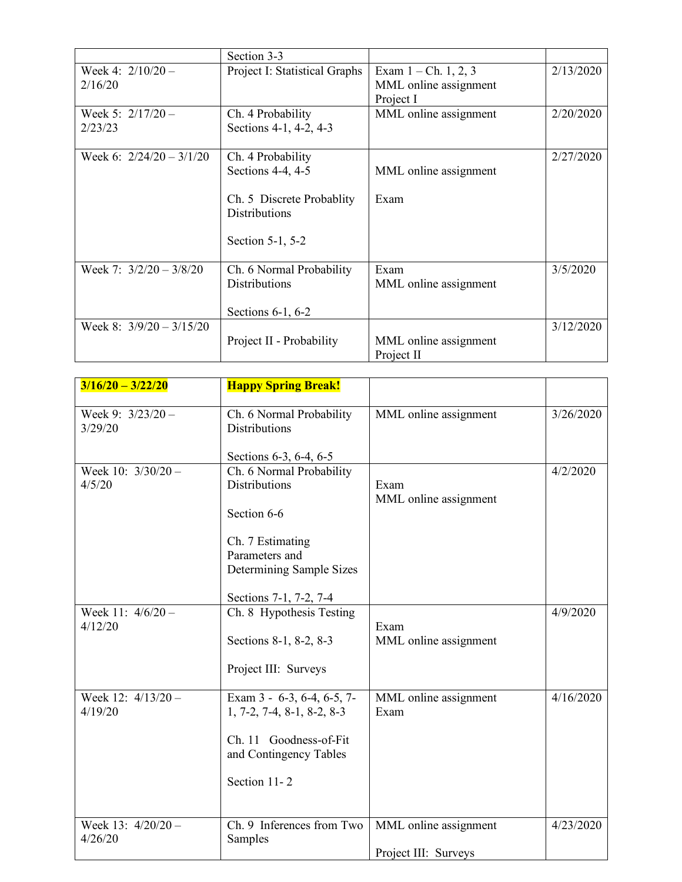| | | | |
|---|---|---|---|
| | Section 3-3 | | |
| Week 4: 2/10/20 – 2/16/20 | Project I: Statistical Graphs | Exam 1 – Ch. 1, 2, 3<br>MML online assignment<br>Project I | 2/13/2020 |
| Week 5: 2/17/20 – 2/23/23 | Ch. 4 Probability<br>Sections 4-1, 4-2, 4-3 | MML online assignment | 2/20/2020 |
| Week 6: 2/24/20 – 3/1/20 | Ch. 4 Probability<br>Sections 4-4, 4-5<br><br>Ch. 5 Discrete Probablity Distributions<br><br>Section 5-1, 5-2 | MML online assignment<br><br>Exam | 2/27/2020 |
| Week 7: 3/2/20 – 3/8/20 | Ch. 6 Normal Probability Distributions<br><br>Sections 6-1, 6-2 | Exam<br>MML online assignment | 3/5/2020 |
| Week 8: 3/9/20 – 3/15/20 | Project II - Probability | MML online assignment<br>Project II | 3/12/2020 |

| | | | |
|---|---|---|---|
| **3/16/20 – 3/22/20** | **Happy Spring Break!** | | |
| Week 9: 3/23/20 – 3/29/20 | Ch. 6 Normal Probability Distributions<br><br>Sections 6-3, 6-4, 6-5 | MML online assignment | 3/26/2020 |
| Week 10: 3/30/20 – 4/5/20 | Ch. 6 Normal Probability Distributions<br><br>Section 6-6<br><br>Ch. 7 Estimating Parameters and Determining Sample Sizes<br><br>Sections 7-1, 7-2, 7-4 | Exam<br>MML online assignment | 4/2/2020 |
| Week 11: 4/6/20 – 4/12/20 | Ch. 8 Hypothesis Testing<br><br>Sections 8-1, 8-2, 8-3<br><br>Project III: Surveys | Exam<br>MML online assignment | 4/9/2020 |
| Week 12: 4/13/20 – 4/19/20 | Exam 3 - 6-3, 6-4, 6-5, 7-1, 7-2, 7-4, 8-1, 8-2, 8-3<br><br>Ch. 11 Goodness-of-Fit and Contingency Tables<br><br>Section 11- 2 | MML online assignment<br>Exam | 4/16/2020 |
| Week 13: 4/20/20 – 4/26/20 | Ch. 9 Inferences from Two Samples | MML online assignment<br><br>Project III: Surveys | 4/23/2020 |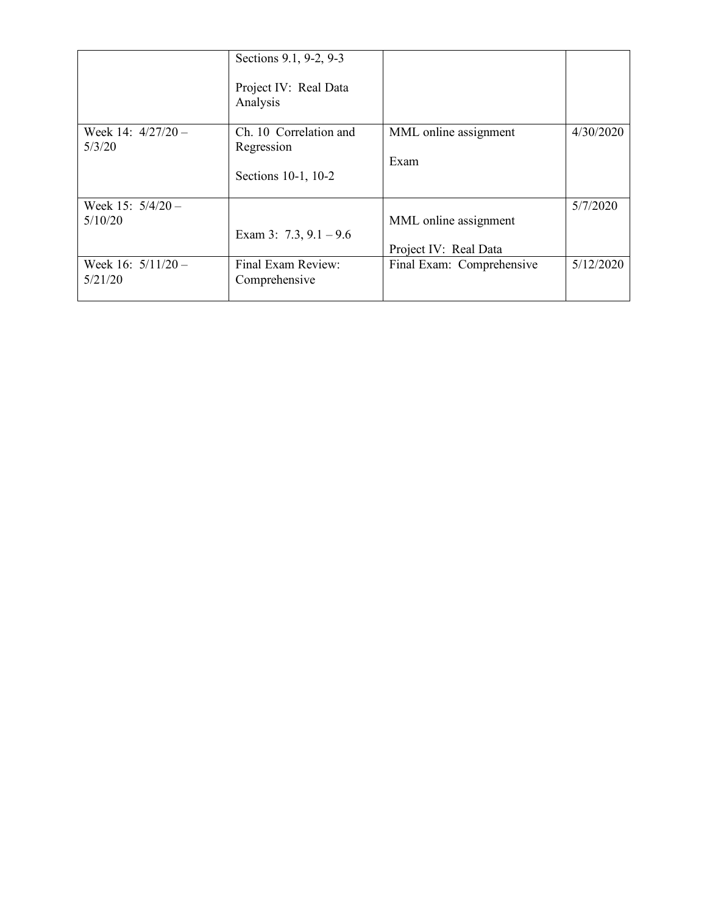| | | | |
|---|---|---|---|
| | Sections 9.1, 9-2, 9-3<br><br>Project IV: Real Data Analysis | | |
| Week 14: 4/27/20 – 5/3/20 | Ch. 10 Correlation and Regression<br><br>Sections 10-1, 10-2 | MML online assignment<br><br>Exam | 4/30/2020 |
| Week 15: 5/4/20 – 5/10/20 | Exam 3: 7.3, 9.1 – 9.6 | MML online assignment<br><br>Project IV: Real Data | 5/7/2020 |
| Week 16: 5/11/20 – 5/21/20 | Final Exam Review: Comprehensive | Final Exam: Comprehensive | 5/12/2020 |